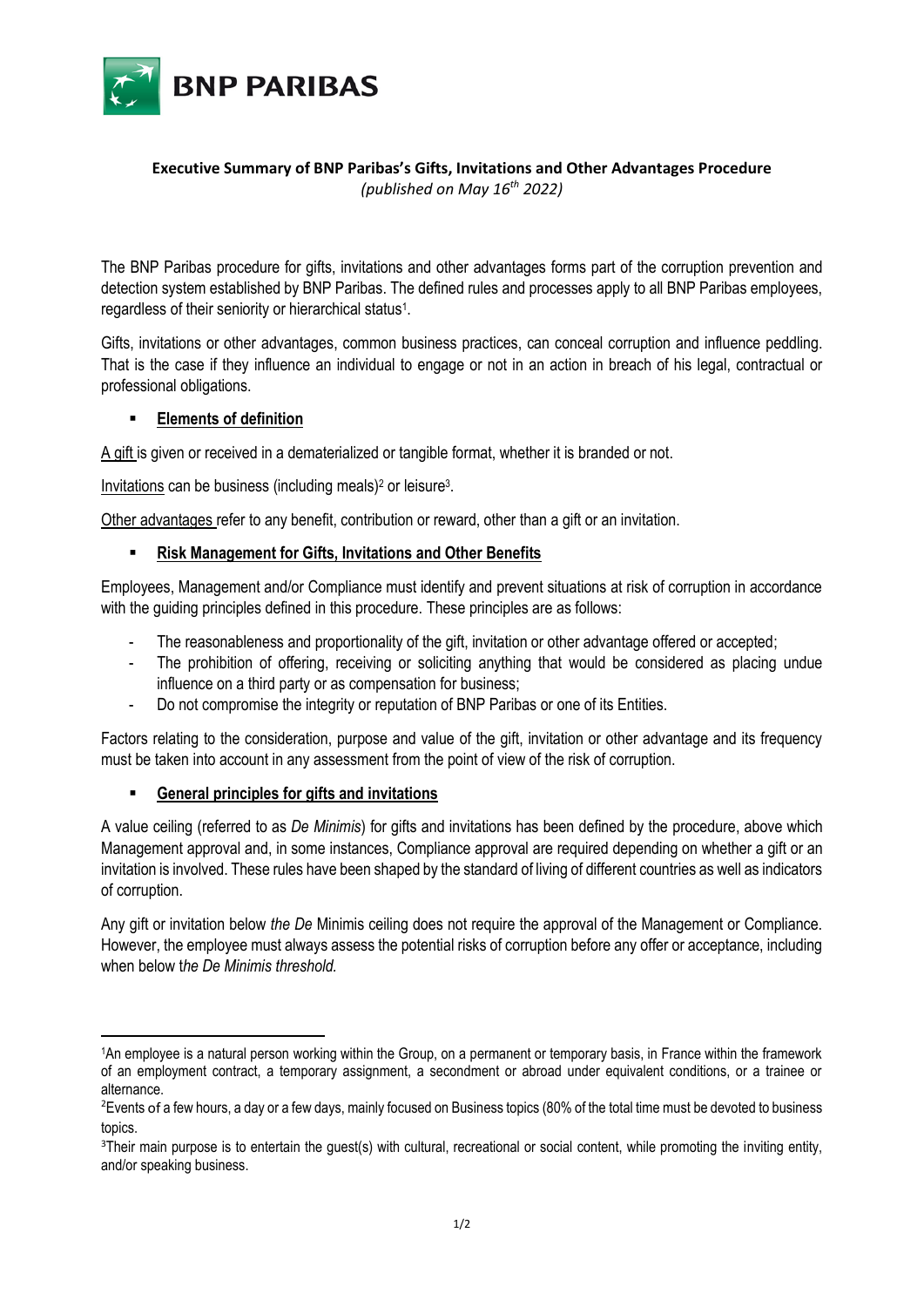**Executive Summary of BNP Paribas's Gifts, Invitations and Other Advantages Procedure**
*(published on May 16th 2022)*

The BNP Paribas procedure for gifts, invitations and other advantages forms part of the corruption prevention and detection system established by BNP Paribas. The defined rules and processes apply to all BNP Paribas employees, regardless of their seniority or hierarchical status[1].

Gifts, invitations or other advantages, common business practices, can conceal corruption and influence peddling. That is the case if they influence an individual to engage or not in an action in breach of his legal, contractual or professional obligations.

- **Elements of definition**

A gift is given or received in a dematerialized or tangible format, whether it is branded or not.

Invitations can be business (including meals)[2] or leisure[3].

Other advantages refer to any benefit, contribution or reward, other than a gift or an invitation.

- **Risk Management for Gifts, Invitations and Other Benefits**

Employees, Management and/or Compliance must identify and prevent situations at risk of corruption in accordance with the guiding principles defined in this procedure. These principles are as follows:

- The reasonableness and proportionality of the gift, invitation or other advantage offered or accepted;
- The prohibition of offering, receiving or soliciting anything that would be considered as placing undue influence on a third party or as compensation for business;
- Do not compromise the integrity or reputation of BNP Paribas or one of its Entities.

Factors relating to the consideration, purpose and value of the gift, invitation or other advantage and its frequency must be taken into account in any assessment from the point of view of the risk of corruption.

- **General principles for gifts and invitations**

A value ceiling (referred to as *De Minimis*) for gifts and invitations has been defined by the procedure, above which Management approval and, in some instances, Compliance approval are required depending on whether a gift or an invitation is involved. These rules have been shaped by the standard of living of different countries as well as indicators of corruption.

Any gift or invitation below *the De* Minimis ceiling does not require the approval of the Management or Compliance. However, the employee must always assess the potential risks of corruption before any offer or acceptance, including when below t*he De Minimis threshold.*

---

[1] An employee is a natural person working within the Group, on a permanent or temporary basis, in France within the framework of an employment contract, a temporary assignment, a secondment or abroad under equivalent conditions, or a trainee or alternance.

[2] Events of a few hours, a day or a few days, mainly focused on Business topics (80% of the total time must be devoted to business topics.

[3] Their main purpose is to entertain the guest(s) with cultural, recreational or social content, while promoting the inviting entity, and/or speaking business.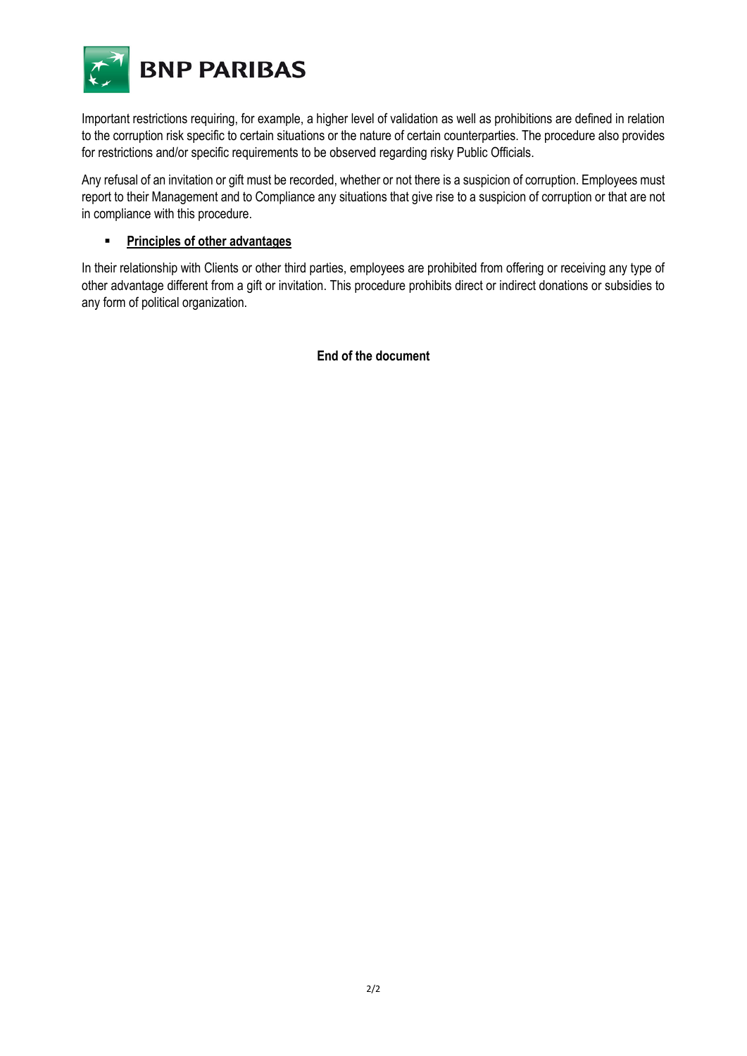Important restrictions requiring, for example, a higher level of validation as well as prohibitions are defined in relation to the corruption risk specific to certain situations or the nature of certain counterparties. The procedure also provides for restrictions and/or specific requirements to be observed regarding risky Public Officials.

Any refusal of an invitation or gift must be recorded, whether or not there is a suspicion of corruption. Employees must report to their Management and to Compliance any situations that give rise to a suspicion of corruption or that are not in compliance with this procedure.

- **Principles of other advantages**

In their relationship with Clients or other third parties, employees are prohibited from offering or receiving any type of other advantage different from a gift or invitation. This procedure prohibits direct or indirect donations or subsidies to any form of political organization.

**End of the document**